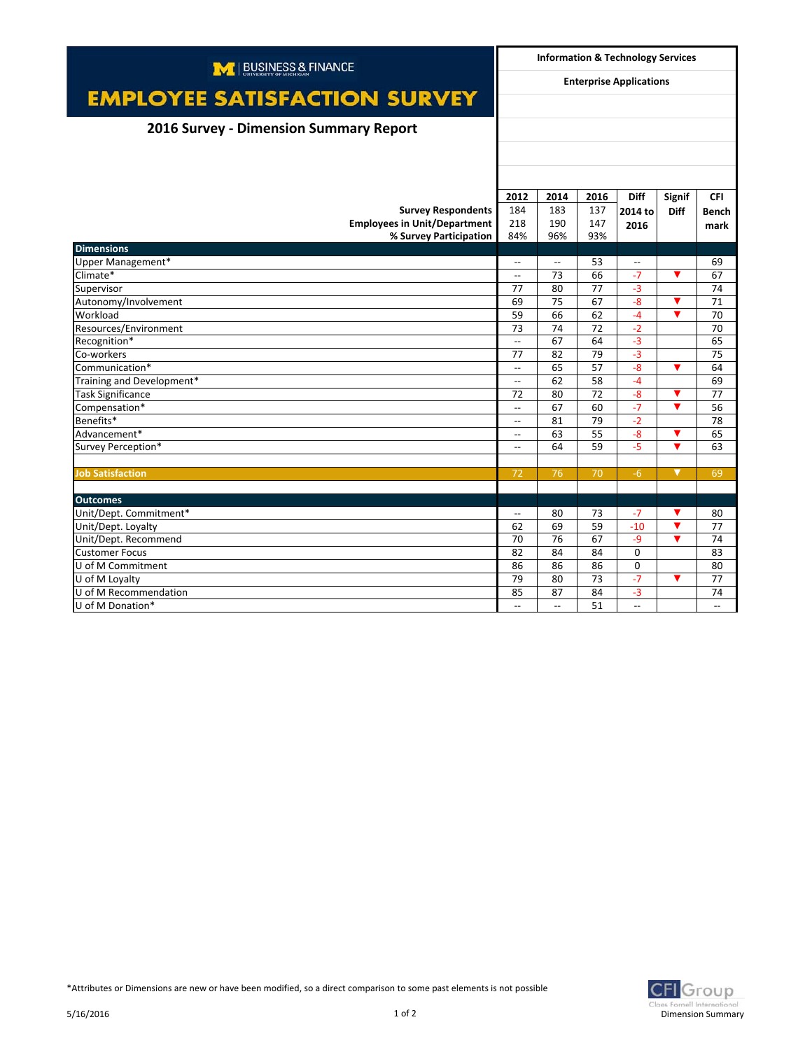BUSINESS & FINANCE
UNIVERSITY OF MICHIGAN

# EMPLOYEE SATISFACTION SURVEY

## 2016 Survey - Dimension Summary Report

**Information & Technology Services**

**Enterprise Applications**

| | 2012 | 2014 | 2016 | Diff 2014 to 2016 | Signif Diff | CFI Bench mark |
|---|---|---|---|---|---|---|
| **Survey Respondents** | 184 | 183 | 137 | | | |
| **Employees in Unit/Department** | 218 | 190 | 147 | | | |
| **% Survey Participation** | 84% | 96% | 93% | | | |
| **Dimensions** | | | | | | |
| Upper Management* | -- | -- | 53 | -- | | 69 |
| Climate* | -- | 73 | 66 | -7 | ▼ | 67 |
| Supervisor | 77 | 80 | 77 | -3 | | 74 |
| Autonomy/Involvement | 69 | 75 | 67 | -8 | ▼ | 71 |
| Workload | 59 | 66 | 62 | -4 | ▼ | 70 |
| Resources/Environment | 73 | 74 | 72 | -2 | | 70 |
| Recognition* | -- | 67 | 64 | -3 | | 65 |
| Co-workers | 77 | 82 | 79 | -3 | | 75 |
| Communication* | -- | 65 | 57 | -8 | ▼ | 64 |
| Training and Development* | -- | 62 | 58 | -4 | | 69 |
| Task Significance | 72 | 80 | 72 | -8 | ▼ | 77 |
| Compensation* | -- | 67 | 60 | -7 | ▼ | 56 |
| Benefits* | -- | 81 | 79 | -2 | | 78 |
| Advancement* | -- | 63 | 55 | -8 | ▼ | 65 |
| Survey Perception* | -- | 64 | 59 | -5 | ▼ | 63 |
| **Job Satisfaction** | 72 | 76 | 70 | -6 | ▼ | 69 |
| **Outcomes** | | | | | | |
| Unit/Dept. Commitment* | -- | 80 | 73 | -7 | ▼ | 80 |
| Unit/Dept. Loyalty | 62 | 69 | 59 | -10 | ▼ | 77 |
| Unit/Dept. Recommend | 70 | 76 | 67 | -9 | ▼ | 74 |
| Customer Focus | 82 | 84 | 84 | 0 | | 83 |
| U of M Commitment | 86 | 86 | 86 | 0 | | 80 |
| U of M Loyalty | 79 | 80 | 73 | -7 | ▼ | 77 |
| U of M Recommendation | 85 | 87 | 84 | -3 | | 74 |
| U of M Donation* | -- | -- | 51 | -- | | -- |

*Attributes or Dimensions are new or have been modified, so a direct comparison to some past elements is not possible

5/16/2016

CFI Group
Claes Fornell International
Dimension Summary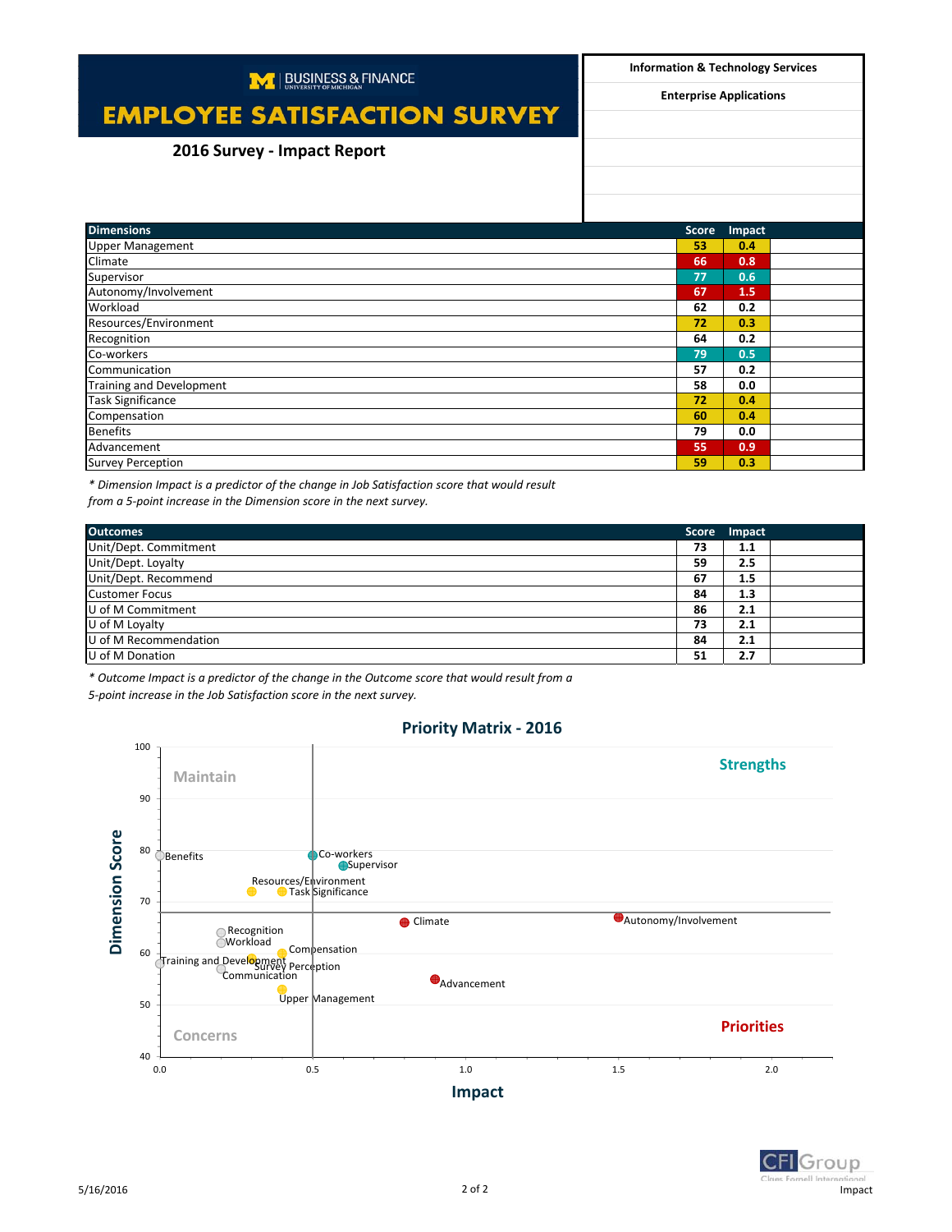# EMPLOYEE SATISFACTION SURVEY

BUSINESS & FINANCE — UNIVERSITY OF MICHIGAN

## 2016 Survey - Impact Report

**Information & Technology Services**

**Enterprise Applications**

| Dimensions | Score | Impact |
|---|---|---|
| Upper Management | 53 | 0.4 |
| Climate | 66 | 0.8 |
| Supervisor | 77 | 0.6 |
| Autonomy/Involvement | 67 | 1.5 |
| Workload | 62 | 0.2 |
| Resources/Environment | 72 | 0.3 |
| Recognition | 64 | 0.2 |
| Co-workers | 79 | 0.5 |
| Communication | 57 | 0.2 |
| Training and Development | 58 | 0.0 |
| Task Significance | 72 | 0.4 |
| Compensation | 60 | 0.4 |
| Benefits | 79 | 0.0 |
| Advancement | 55 | 0.9 |
| Survey Perception | 59 | 0.3 |

*\* Dimension Impact is a predictor of the change in Job Satisfaction score that would result from a 5-point increase in the Dimension score in the next survey.*

| Outcomes | Score | Impact |
|---|---|---|
| Unit/Dept. Commitment | 73 | 1.1 |
| Unit/Dept. Loyalty | 59 | 2.5 |
| Unit/Dept. Recommend | 67 | 1.5 |
| Customer Focus | 84 | 1.3 |
| U of M Commitment | 86 | 2.1 |
| U of M Loyalty | 73 | 2.1 |
| U of M Recommendation | 84 | 2.1 |
| U of M Donation | 51 | 2.7 |

*\* Outcome Impact is a predictor of the change in the Outcome score that would result from a 5-point increase in the Job Satisfaction score in the next survey.*

### Priority Matrix - 2016

Maintain
Strengths
Concerns
Priorities

Benefits
Co-workers
Supervisor
Resources/Environment
Task Significance
Climate
Autonomy/Involvement
Recognition
Workload
Compensation
Training and Development
Survey Perception
Communication
Advancement
Upper Management

Dimension Score: 40, 50, 60, 70, 80, 90, 100

Impact: 0.0, 0.5, 1.0, 1.5, 2.0

CFI Group — Claes Fornell International

5/16/2016

Impact